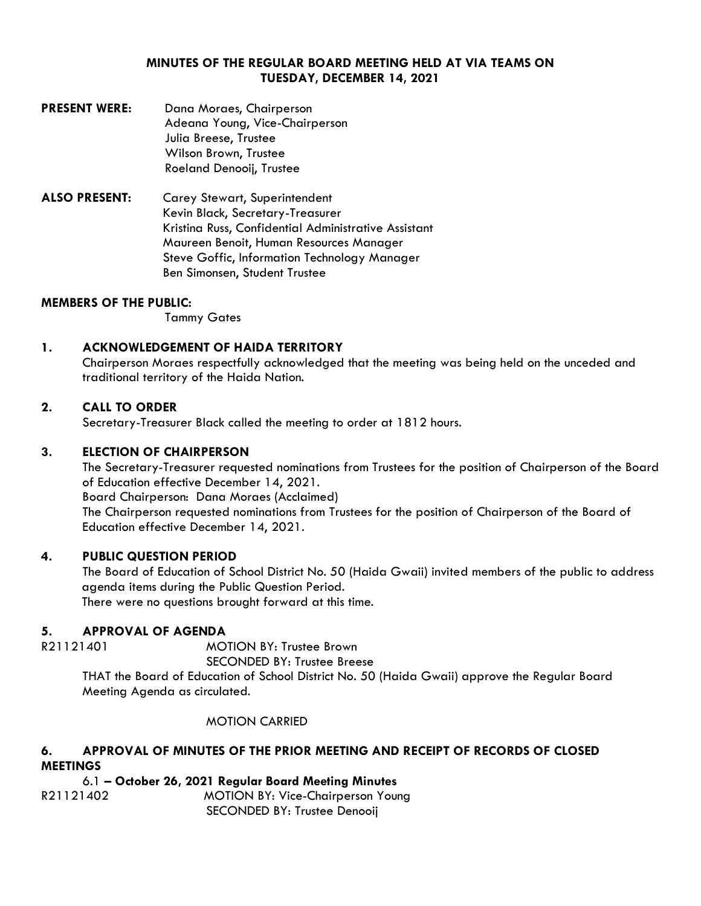**MINUTES OF THE REGULAR BOARD MEETING HELD AT VIA TEAMS ON TUESDAY, DECEMBER 14, 2021**

**PRESENT WERE:** Dana Moraes, Chairperson
Adeana Young, Vice-Chairperson
Julia Breese, Trustee
Wilson Brown, Trustee
Roeland Denooij, Trustee

**ALSO PRESENT:** Carey Stewart, Superintendent
Kevin Black, Secretary-Treasurer
Kristina Russ, Confidential Administrative Assistant
Maureen Benoit, Human Resources Manager
Steve Goffic, Information Technology Manager
Ben Simonsen, Student Trustee

**MEMBERS OF THE PUBLIC:**
Tammy Gates

## 1. ACKNOWLEDGEMENT OF HAIDA TERRITORY

Chairperson Moraes respectfully acknowledged that the meeting was being held on the unceded and traditional territory of the Haida Nation.

## 2. CALL TO ORDER

Secretary-Treasurer Black called the meeting to order at 1812 hours.

## 3. ELECTION OF CHAIRPERSON

The Secretary-Treasurer requested nominations from Trustees for the position of Chairperson of the Board of Education effective December 14, 2021.
Board Chairperson: Dana Moraes (Acclaimed)
The Chairperson requested nominations from Trustees for the position of Chairperson of the Board of Education effective December 14, 2021.

## 4. PUBLIC QUESTION PERIOD

The Board of Education of School District No. 50 (Haida Gwaii) invited members of the public to address agenda items during the Public Question Period.
There were no questions brought forward at this time.

## 5. APPROVAL OF AGENDA

R21121401 MOTION BY: Trustee Brown
SECONDED BY: Trustee Breese

THAT the Board of Education of School District No. 50 (Haida Gwaii) approve the Regular Board Meeting Agenda as circulated.

MOTION CARRIED

## 6. APPROVAL OF MINUTES OF THE PRIOR MEETING AND RECEIPT OF RECORDS OF CLOSED MEETINGS

6.1 **– October 26, 2021 Regular Board Meeting Minutes**

R21121402 MOTION BY: Vice-Chairperson Young
SECONDED BY: Trustee Denooij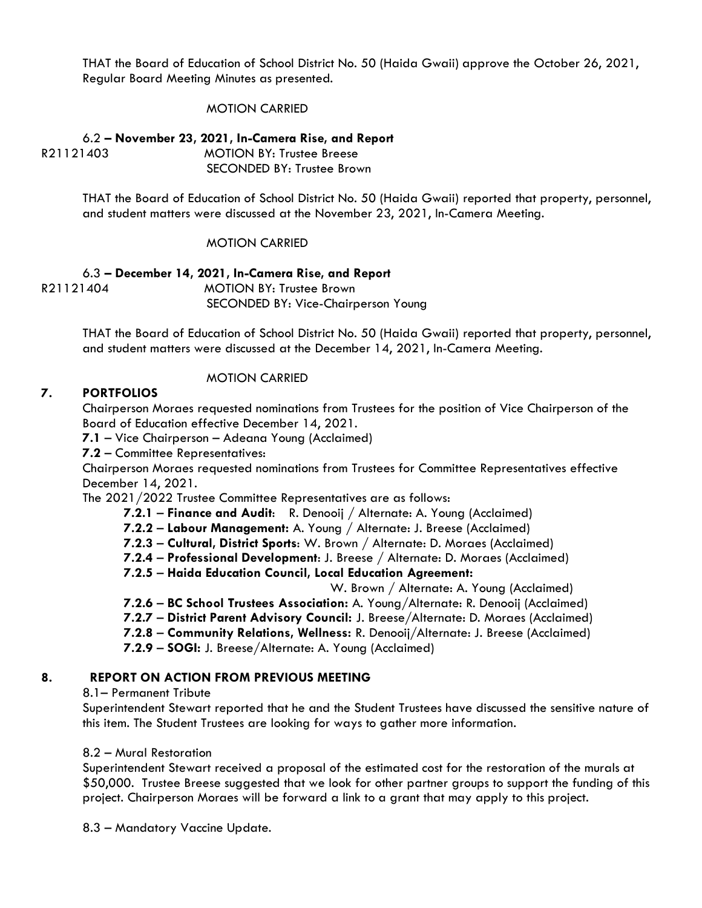THAT the Board of Education of School District No. 50 (Haida Gwaii) approve the October 26, 2021, Regular Board Meeting Minutes as presented.

MOTION CARRIED

6.2 **– November 23, 2021, In-Camera Rise, and Report**

R21121403 MOTION BY: Trustee Breese
SECONDED BY: Trustee Brown

THAT the Board of Education of School District No. 50 (Haida Gwaii) reported that property, personnel, and student matters were discussed at the November 23, 2021, In-Camera Meeting.

MOTION CARRIED

6.3 **– December 14, 2021, In-Camera Rise, and Report**

R21121404 MOTION BY: Trustee Brown
SECONDED BY: Vice-Chairperson Young

THAT the Board of Education of School District No. 50 (Haida Gwaii) reported that property, personnel, and student matters were discussed at the December 14, 2021, In-Camera Meeting.

MOTION CARRIED

## 7. PORTFOLIOS

Chairperson Moraes requested nominations from Trustees for the position of Vice Chairperson of the Board of Education effective December 14, 2021.

**7.1** – Vice Chairperson – Adeana Young (Acclaimed)

**7.2** – Committee Representatives:

Chairperson Moraes requested nominations from Trustees for Committee Representatives effective December 14, 2021.

The 2021/2022 Trustee Committee Representatives are as follows:

- **7.2.1 – Finance and Audit**: R. Denooij / Alternate: A. Young (Acclaimed)
- **7.2.2 – Labour Management:** A. Young / Alternate: J. Breese (Acclaimed)
- **7.2.3 – Cultural, District Sports**: W. Brown / Alternate: D. Moraes (Acclaimed)
- **7.2.4 – Professional Development**: J. Breese / Alternate: D. Moraes (Acclaimed)
- **7.2.5 – Haida Education Council, Local Education Agreement:** W. Brown / Alternate: A. Young (Acclaimed)
- **7.2.6 – BC School Trustees Association:** A. Young/Alternate: R. Denooij (Acclaimed)
- **7.2.7 – District Parent Advisory Council:** J. Breese/Alternate: D. Moraes (Acclaimed)
- **7.2.8 – Community Relations, Wellness:** R. Denooij/Alternate: J. Breese (Acclaimed)
- **7.2.9 – SOGI:** J. Breese/Alternate: A. Young (Acclaimed)

## 8. REPORT ON ACTION FROM PREVIOUS MEETING

8.1– Permanent Tribute

Superintendent Stewart reported that he and the Student Trustees have discussed the sensitive nature of this item. The Student Trustees are looking for ways to gather more information.

8.2 – Mural Restoration

Superintendent Stewart received a proposal of the estimated cost for the restoration of the murals at $50,000. Trustee Breese suggested that we look for other partner groups to support the funding of this project. Chairperson Moraes will be forward a link to a grant that may apply to this project.

8.3 – Mandatory Vaccine Update.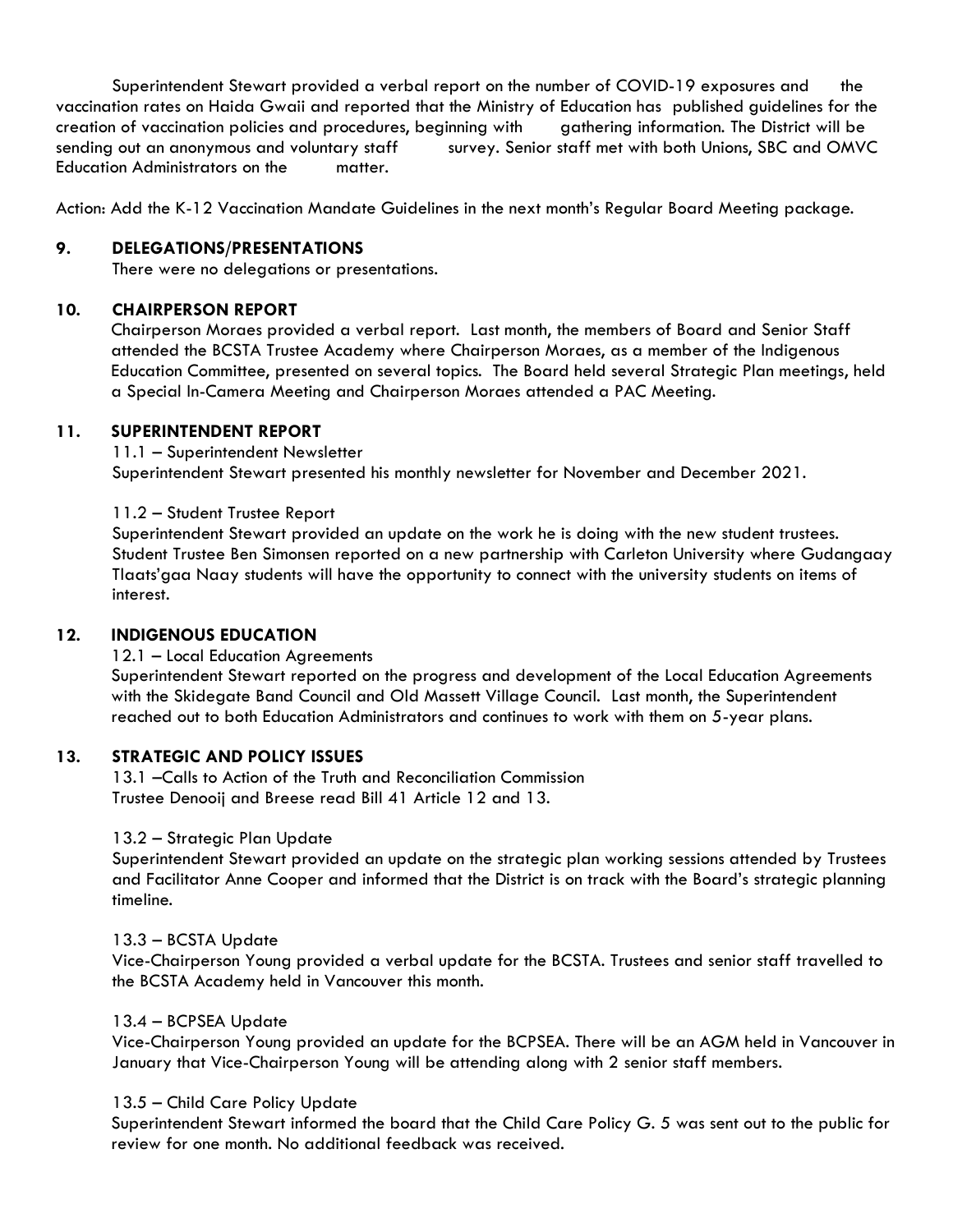Superintendent Stewart provided a verbal report on the number of COVID-19 exposures and the vaccination rates on Haida Gwaii and reported that the Ministry of Education has published guidelines for the creation of vaccination policies and procedures, beginning with gathering information. The District will be sending out an anonymous and voluntary staff survey. Senior staff met with both Unions, SBC and OMVC Education Administrators on the matter.

Action: Add the K-12 Vaccination Mandate Guidelines in the next month's Regular Board Meeting package.

## 9. DELEGATIONS/PRESENTATIONS

There were no delegations or presentations.

## 10. CHAIRPERSON REPORT

Chairperson Moraes provided a verbal report. Last month, the members of Board and Senior Staff attended the BCSTA Trustee Academy where Chairperson Moraes, as a member of the Indigenous Education Committee, presented on several topics. The Board held several Strategic Plan meetings, held a Special In-Camera Meeting and Chairperson Moraes attended a PAC Meeting.

## 11. SUPERINTENDENT REPORT

11.1 – Superintendent Newsletter

Superintendent Stewart presented his monthly newsletter for November and December 2021.

11.2 – Student Trustee Report

Superintendent Stewart provided an update on the work he is doing with the new student trustees. Student Trustee Ben Simonsen reported on a new partnership with Carleton University where Gudangaay Tlaats'gaa Naay students will have the opportunity to connect with the university students on items of interest.

## 12. INDIGENOUS EDUCATION

12.1 – Local Education Agreements

Superintendent Stewart reported on the progress and development of the Local Education Agreements with the Skidegate Band Council and Old Massett Village Council. Last month, the Superintendent reached out to both Education Administrators and continues to work with them on 5-year plans.

## 13. STRATEGIC AND POLICY ISSUES

13.1 –Calls to Action of the Truth and Reconciliation Commission

Trustee Denooij and Breese read Bill 41 Article 12 and 13.

13.2 – Strategic Plan Update

Superintendent Stewart provided an update on the strategic plan working sessions attended by Trustees and Facilitator Anne Cooper and informed that the District is on track with the Board's strategic planning timeline.

13.3 – BCSTA Update

Vice-Chairperson Young provided a verbal update for the BCSTA. Trustees and senior staff travelled to the BCSTA Academy held in Vancouver this month.

13.4 – BCPSEA Update

Vice-Chairperson Young provided an update for the BCPSEA. There will be an AGM held in Vancouver in January that Vice-Chairperson Young will be attending along with 2 senior staff members.

13.5 – Child Care Policy Update

Superintendent Stewart informed the board that the Child Care Policy G. 5 was sent out to the public for review for one month. No additional feedback was received.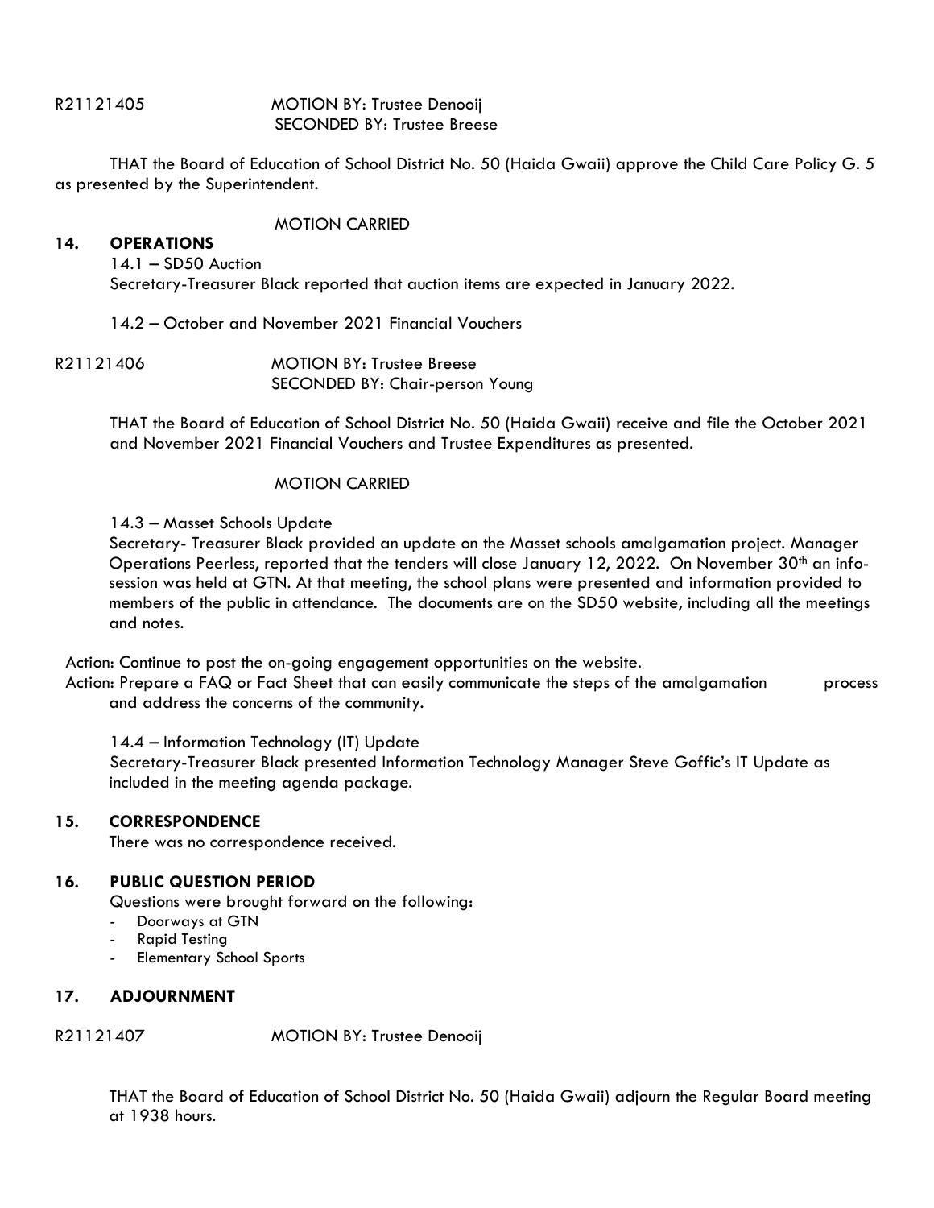R21121405 MOTION BY: Trustee Denooij
SECONDED BY: Trustee Breese

THAT the Board of Education of School District No. 50 (Haida Gwaii) approve the Child Care Policy G. 5 as presented by the Superintendent.

MOTION CARRIED

## 14. OPERATIONS

14.1 – SD50 Auction
Secretary-Treasurer Black reported that auction items are expected in January 2022.

14.2 – October and November 2021 Financial Vouchers

R21121406 MOTION BY: Trustee Breese
SECONDED BY: Chair-person Young

THAT the Board of Education of School District No. 50 (Haida Gwaii) receive and file the October 2021 and November 2021 Financial Vouchers and Trustee Expenditures as presented.

MOTION CARRIED

14.3 – Masset Schools Update
Secretary- Treasurer Black provided an update on the Masset schools amalgamation project. Manager Operations Peerless, reported that the tenders will close January 12, 2022. On November 30th an info-session was held at GTN. At that meeting, the school plans were presented and information provided to members of the public in attendance. The documents are on the SD50 website, including all the meetings and notes.

Action: Continue to post the on-going engagement opportunities on the website.
Action: Prepare a FAQ or Fact Sheet that can easily communicate the steps of the amalgamation process and address the concerns of the community.

14.4 – Information Technology (IT) Update
Secretary-Treasurer Black presented Information Technology Manager Steve Goffic's IT Update as included in the meeting agenda package.

## 15. CORRESPONDENCE

There was no correspondence received.

## 16. PUBLIC QUESTION PERIOD

Questions were brought forward on the following:

- Doorways at GTN
- Rapid Testing
- Elementary School Sports

## 17. ADJOURNMENT

R21121407 MOTION BY: Trustee Denooij

THAT the Board of Education of School District No. 50 (Haida Gwaii) adjourn the Regular Board meeting at 1938 hours.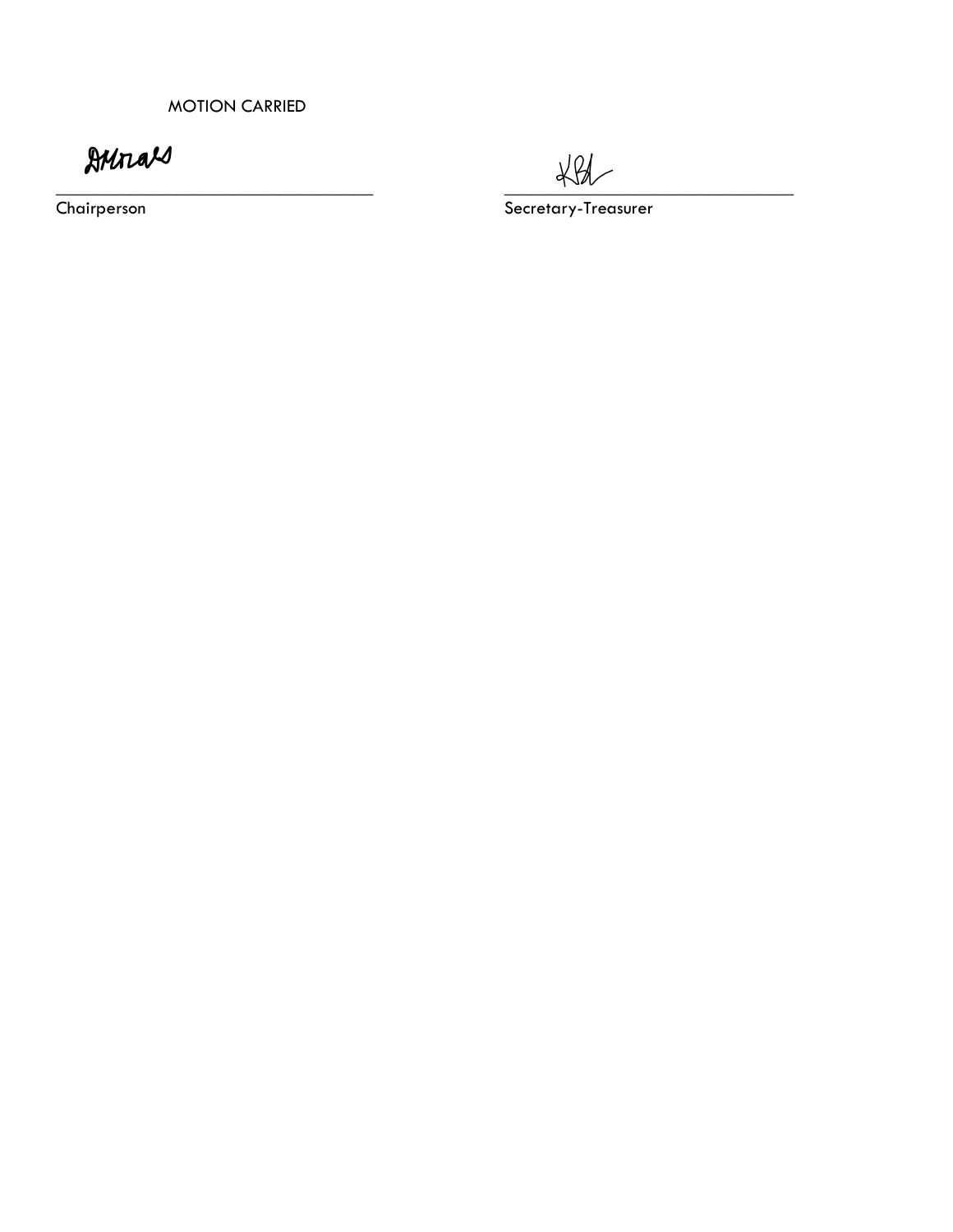MOTION CARRIED

\_\_\_\_\_\_\_\_\_\_\_\_\_\_\_\_\_\_\_\_\_\_\_\_\_\_\_\_\_\_\_\_\_\_\_\_\_\_
Chairperson

\_\_\_\_\_\_\_\_\_\_\_\_\_\_\_\_\_\_\_\_\_\_\_\_\_\_\_\_\_\_\_\_\_\_\_\_\_\_
Secretary-Treasurer